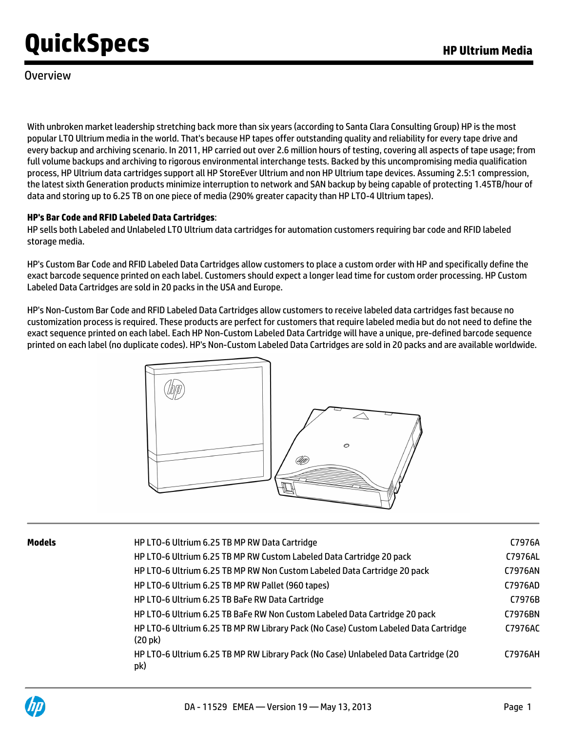# QuickSpecs

## HP Ultrium Media

### Overview

With unbroken market leadership stretching back more than six years (according to Santa Clara Consulting Group) HP is the most popular LTO Ultrium media in the world. That's because HP tapes offer outstanding quality and reliability for every tape drive and every backup and archiving scenario. In 2011, HP carried out over 2.6 million hours of testing, covering all aspects of tape usage; from full volume backups and archiving to rigorous environmental interchange tests. Backed by this uncompromising media qualification process, HP Ultrium data cartridges support all HP StoreEver Ultrium and non HP Ultrium tape devices. Assuming 2.5:1 compression, the latest sixth Generation products minimize interruption to network and SAN backup by being capable of protecting 1.45TB/hour of data and storing up to 6.25 TB on one piece of media (290% greater capacity than HP LTO-4 Ultrium tapes).

**HP's Bar Code and RFID Labeled Data Cartridges**:
HP sells both Labeled and Unlabeled LTO Ultrium data cartridges for automation customers requiring bar code and RFID labeled storage media.

HP's Custom Bar Code and RFID Labeled Data Cartridges allow customers to place a custom order with HP and specifically define the exact barcode sequence printed on each label. Customers should expect a longer lead time for custom order processing. HP Custom Labeled Data Cartridges are sold in 20 packs in the USA and Europe.

HP's Non-Custom Bar Code and RFID Labeled Data Cartridges allow customers to receive labeled data cartridges fast because no customization process is required. These products are perfect for customers that require labeled media but do not need to define the exact sequence printed on each label. Each HP Non-Custom Labeled Data Cartridge will have a unique, pre-defined barcode sequence printed on each label (no duplicate codes). HP's Non-Custom Labeled Data Cartridges are sold in 20 packs and are available worldwide.

| **Models** | | |
|---|---|---|
| | HP LTO-6 Ultrium 6.25 TB MP RW Data Cartridge | C7976A |
| | HP LTO-6 Ultrium 6.25 TB MP RW Custom Labeled Data Cartridge 20 pack | C7976AL |
| | HP LTO-6 Ultrium 6.25 TB MP RW Non Custom Labeled Data Cartridge 20 pack | C7976AN |
| | HP LTO-6 Ultrium 6.25 TB MP RW Pallet (960 tapes) | C7976AD |
| | HP LTO-6 Ultrium 6.25 TB BaFe RW Data Cartridge | C7976B |
| | HP LTO-6 Ultrium 6.25 TB BaFe RW Non Custom Labeled Data Cartridge 20 pack | C7976BN |
| | HP LTO-6 Ultrium 6.25 TB MP RW Library Pack (No Case) Custom Labeled Data Cartridge (20 pk) | C7976AC |
| | HP LTO-6 Ultrium 6.25 TB MP RW Library Pack (No Case) Unlabeled Data Cartridge (20 pk) | C7976AH |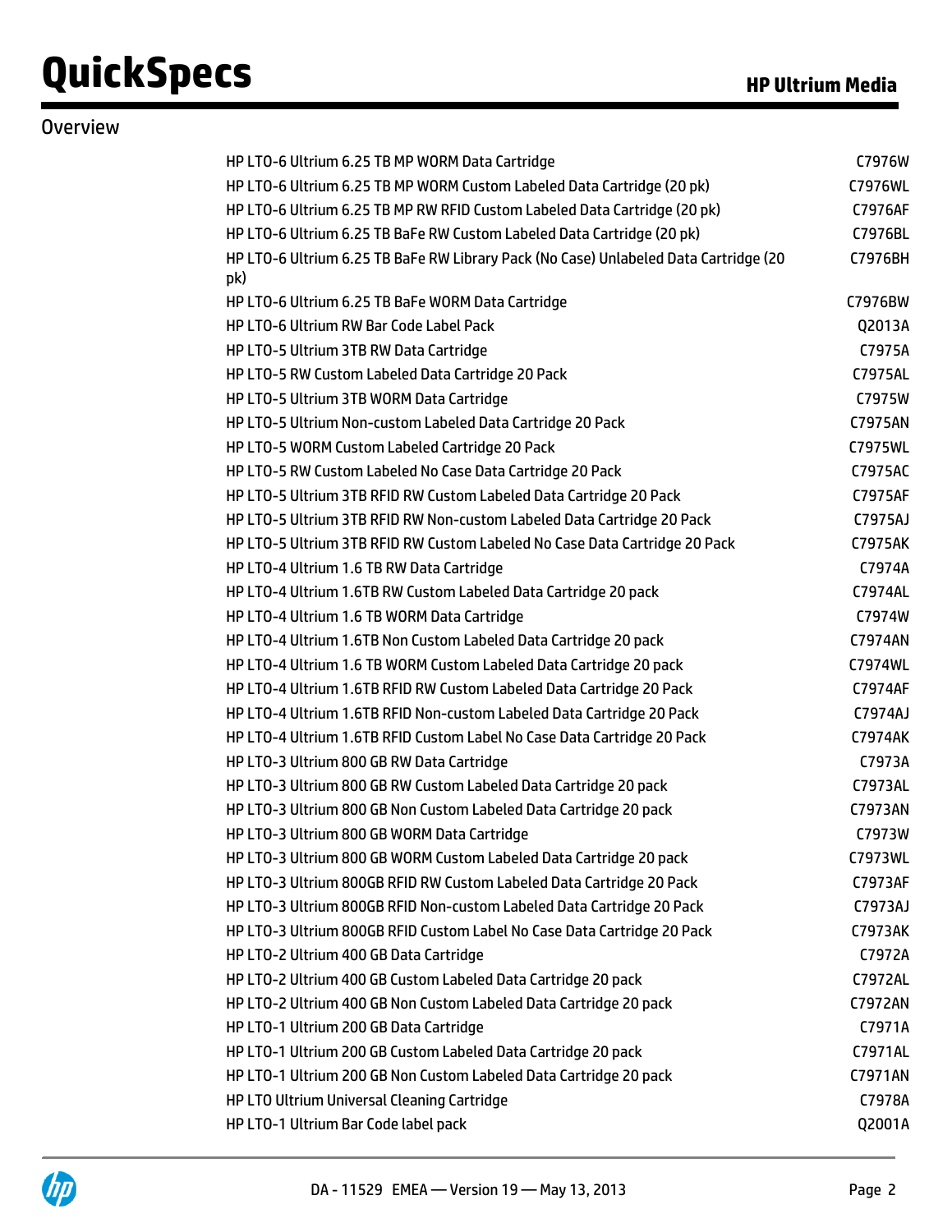## Overview

| Product | Part Number |
|---|---|
| HP LTO-6 Ultrium 6.25 TB MP WORM Data Cartridge | C7976W |
| HP LTO-6 Ultrium 6.25 TB MP WORM Custom Labeled Data Cartridge (20 pk) | C7976WL |
| HP LTO-6 Ultrium 6.25 TB MP RW RFID Custom Labeled Data Cartridge (20 pk) | C7976AF |
| HP LTO-6 Ultrium 6.25 TB BaFe RW Custom Labeled Data Cartridge (20 pk) | C7976BL |
| HP LTO-6 Ultrium 6.25 TB BaFe RW Library Pack (No Case) Unlabeled Data Cartridge (20 pk) | C7976BH |
| HP LTO-6 Ultrium 6.25 TB BaFe WORM Data Cartridge | C7976BW |
| HP LTO-6 Ultrium RW Bar Code Label Pack | Q2013A |
| HP LTO-5 Ultrium 3TB RW Data Cartridge | C7975A |
| HP LTO-5 RW Custom Labeled Data Cartridge 20 Pack | C7975AL |
| HP LTO-5 Ultrium 3TB WORM Data Cartridge | C7975W |
| HP LTO-5 Ultrium Non-custom Labeled Data Cartridge 20 Pack | C7975AN |
| HP LTO-5 WORM Custom Labeled Cartridge 20 Pack | C7975WL |
| HP LTO-5 RW Custom Labeled No Case Data Cartridge 20 Pack | C7975AC |
| HP LTO-5 Ultrium 3TB RFID RW Custom Labeled Data Cartridge 20 Pack | C7975AF |
| HP LTO-5 Ultrium 3TB RFID RW Non-custom Labeled Data Cartridge 20 Pack | C7975AJ |
| HP LTO-5 Ultrium 3TB RFID RW Custom Labeled No Case Data Cartridge 20 Pack | C7975AK |
| HP LTO-4 Ultrium 1.6 TB RW Data Cartridge | C7974A |
| HP LTO-4 Ultrium 1.6TB RW Custom Labeled Data Cartridge 20 pack | C7974AL |
| HP LTO-4 Ultrium 1.6 TB WORM Data Cartridge | C7974W |
| HP LTO-4 Ultrium 1.6TB Non Custom Labeled Data Cartridge 20 pack | C7974AN |
| HP LTO-4 Ultrium 1.6 TB WORM Custom Labeled Data Cartridge 20 pack | C7974WL |
| HP LTO-4 Ultrium 1.6TB RFID RW Custom Labeled Data Cartridge 20 Pack | C7974AF |
| HP LTO-4 Ultrium 1.6TB RFID Non-custom Labeled Data Cartridge 20 Pack | C7974AJ |
| HP LTO-4 Ultrium 1.6TB RFID Custom Label No Case Data Cartridge 20 Pack | C7974AK |
| HP LTO-3 Ultrium 800 GB RW Data Cartridge | C7973A |
| HP LTO-3 Ultrium 800 GB RW Custom Labeled Data Cartridge 20 pack | C7973AL |
| HP LTO-3 Ultrium 800 GB Non Custom Labeled Data Cartridge 20 pack | C7973AN |
| HP LTO-3 Ultrium 800 GB WORM Data Cartridge | C7973W |
| HP LTO-3 Ultrium 800 GB WORM Custom Labeled Data Cartridge 20 pack | C7973WL |
| HP LTO-3 Ultrium 800GB RFID RW Custom Labeled Data Cartridge 20 Pack | C7973AF |
| HP LTO-3 Ultrium 800GB RFID Non-custom Labeled Data Cartridge 20 Pack | C7973AJ |
| HP LTO-3 Ultrium 800GB RFID Custom Label No Case Data Cartridge 20 Pack | C7973AK |
| HP LTO-2 Ultrium 400 GB Data Cartridge | C7972A |
| HP LTO-2 Ultrium 400 GB Custom Labeled Data Cartridge 20 pack | C7972AL |
| HP LTO-2 Ultrium 400 GB Non Custom Labeled Data Cartridge 20 pack | C7972AN |
| HP LTO-1 Ultrium 200 GB Data Cartridge | C7971A |
| HP LTO-1 Ultrium 200 GB Custom Labeled Data Cartridge 20 pack | C7971AL |
| HP LTO-1 Ultrium 200 GB Non Custom Labeled Data Cartridge 20 pack | C7971AN |
| HP LTO Ultrium Universal Cleaning Cartridge | C7978A |
| HP LTO-1 Ultrium Bar Code label pack | Q2001A |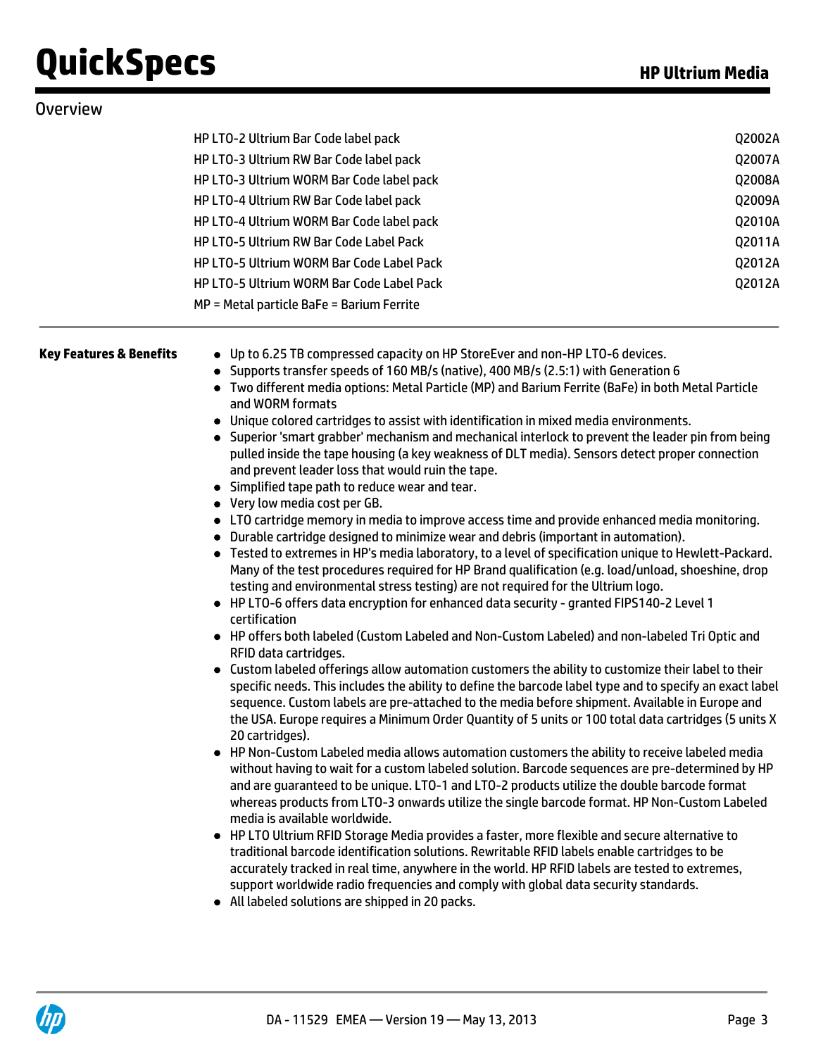## Overview

| | |
|---|---|
| HP LTO-2 Ultrium Bar Code label pack | Q2002A |
| HP LTO-3 Ultrium RW Bar Code label pack | Q2007A |
| HP LTO-3 Ultrium WORM Bar Code label pack | Q2008A |
| HP LTO-4 Ultrium RW Bar Code label pack | Q2009A |
| HP LTO-4 Ultrium WORM Bar Code label pack | Q2010A |
| HP LTO-5 Ultrium RW Bar Code Label Pack | Q2011A |
| HP LTO-5 Ultrium WORM Bar Code Label Pack | Q2012A |
| HP LTO-5 Ultrium WORM Bar Code Label Pack | Q2012A |

MP = Metal particle BaFe = Barium Ferrite

### Key Features & Benefits

- Up to 6.25 TB compressed capacity on HP StoreEver and non-HP LTO-6 devices.
- Supports transfer speeds of 160 MB/s (native), 400 MB/s (2.5:1) with Generation 6
- Two different media options: Metal Particle (MP) and Barium Ferrite (BaFe) in both Metal Particle and WORM formats
- Unique colored cartridges to assist with identification in mixed media environments.
- Superior 'smart grabber' mechanism and mechanical interlock to prevent the leader pin from being pulled inside the tape housing (a key weakness of DLT media). Sensors detect proper connection and prevent leader loss that would ruin the tape.
- Simplified tape path to reduce wear and tear.
- Very low media cost per GB.
- LTO cartridge memory in media to improve access time and provide enhanced media monitoring.
- Durable cartridge designed to minimize wear and debris (important in automation).
- Tested to extremes in HP's media laboratory, to a level of specification unique to Hewlett-Packard. Many of the test procedures required for HP Brand qualification (e.g. load/unload, shoeshine, drop testing and environmental stress testing) are not required for the Ultrium logo.
- HP LTO-6 offers data encryption for enhanced data security - granted FIPS140-2 Level 1 certification
- HP offers both labeled (Custom Labeled and Non-Custom Labeled) and non-labeled Tri Optic and RFID data cartridges.
- Custom labeled offerings allow automation customers the ability to customize their label to their specific needs. This includes the ability to define the barcode label type and to specify an exact label sequence. Custom labels are pre-attached to the media before shipment. Available in Europe and the USA. Europe requires a Minimum Order Quantity of 5 units or 100 total data cartridges (5 units X 20 cartridges).
- HP Non-Custom Labeled media allows automation customers the ability to receive labeled media without having to wait for a custom labeled solution. Barcode sequences are pre-determined by HP and are guaranteed to be unique. LTO-1 and LTO-2 products utilize the double barcode format whereas products from LTO-3 onwards utilize the single barcode format. HP Non-Custom Labeled media is available worldwide.
- HP LTO Ultrium RFID Storage Media provides a faster, more flexible and secure alternative to traditional barcode identification solutions. Rewritable RFID labels enable cartridges to be accurately tracked in real time, anywhere in the world. HP RFID labels are tested to extremes, support worldwide radio frequencies and comply with global data security standards.
- All labeled solutions are shipped in 20 packs.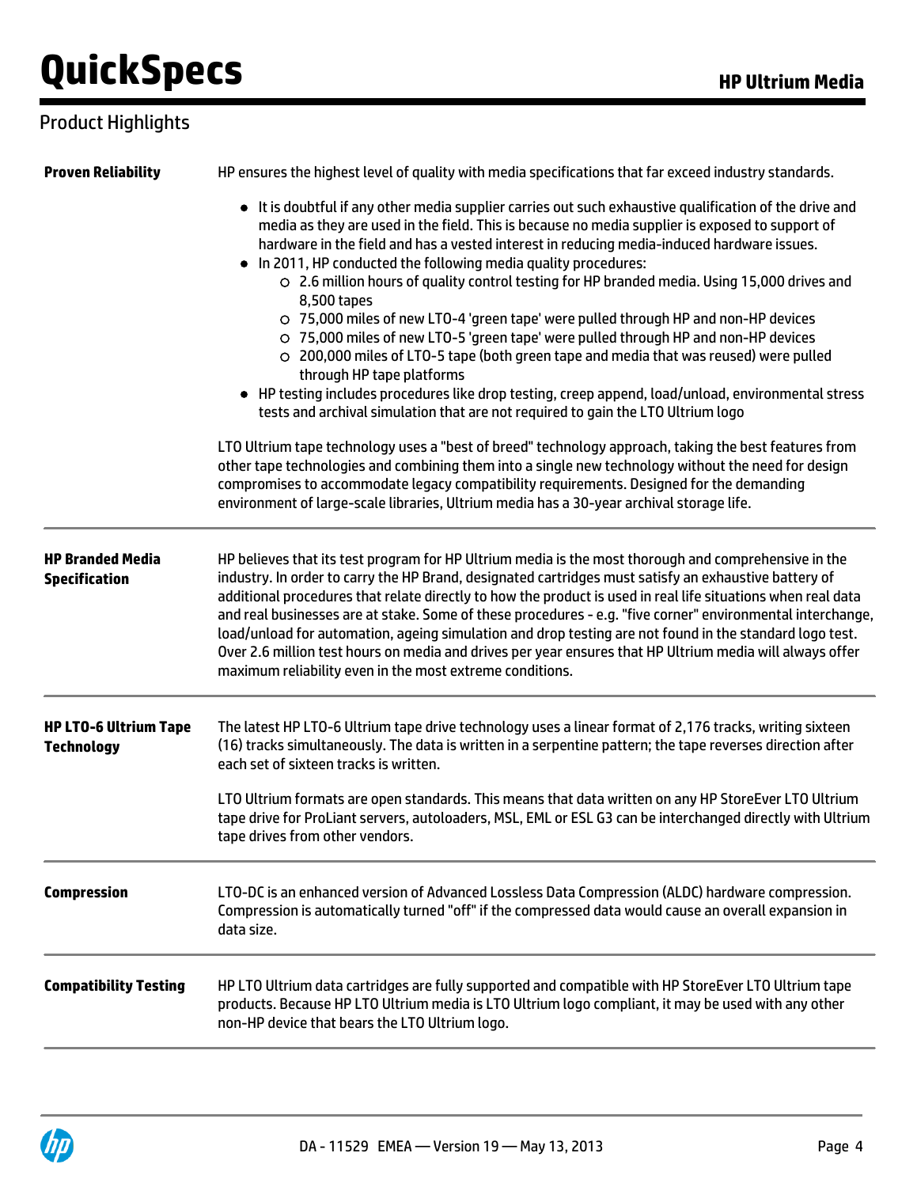## Product Highlights

### Proven Reliability

HP ensures the highest level of quality with media specifications that far exceed industry standards.

- It is doubtful if any other media supplier carries out such exhaustive qualification of the drive and media as they are used in the field. This is because no media supplier is exposed to support of hardware in the field and has a vested interest in reducing media-induced hardware issues.
- In 2011, HP conducted the following media quality procedures:
  - 2.6 million hours of quality control testing for HP branded media. Using 15,000 drives and 8,500 tapes
  - 75,000 miles of new LTO-4 'green tape' were pulled through HP and non-HP devices
  - 75,000 miles of new LTO-5 'green tape' were pulled through HP and non-HP devices
  - 200,000 miles of LTO-5 tape (both green tape and media that was reused) were pulled through HP tape platforms
- HP testing includes procedures like drop testing, creep append, load/unload, environmental stress tests and archival simulation that are not required to gain the LTO Ultrium logo

LTO Ultrium tape technology uses a "best of breed" technology approach, taking the best features from other tape technologies and combining them into a single new technology without the need for design compromises to accommodate legacy compatibility requirements. Designed for the demanding environment of large-scale libraries, Ultrium media has a 30-year archival storage life.

### HP Branded Media Specification

HP believes that its test program for HP Ultrium media is the most thorough and comprehensive in the industry. In order to carry the HP Brand, designated cartridges must satisfy an exhaustive battery of additional procedures that relate directly to how the product is used in real life situations when real data and real businesses are at stake. Some of these procedures - e.g. "five corner" environmental interchange, load/unload for automation, ageing simulation and drop testing are not found in the standard logo test. Over 2.6 million test hours on media and drives per year ensures that HP Ultrium media will always offer maximum reliability even in the most extreme conditions.

### HP LTO-6 Ultrium Tape Technology

The latest HP LTO-6 Ultrium tape drive technology uses a linear format of 2,176 tracks, writing sixteen (16) tracks simultaneously. The data is written in a serpentine pattern; the tape reverses direction after each set of sixteen tracks is written.

LTO Ultrium formats are open standards. This means that data written on any HP StoreEver LTO Ultrium tape drive for ProLiant servers, autoloaders, MSL, EML or ESL G3 can be interchanged directly with Ultrium tape drives from other vendors.

### Compression

LTO-DC is an enhanced version of Advanced Lossless Data Compression (ALDC) hardware compression. Compression is automatically turned "off" if the compressed data would cause an overall expansion in data size.

### Compatibility Testing

HP LTO Ultrium data cartridges are fully supported and compatible with HP StoreEver LTO Ultrium tape products. Because HP LTO Ultrium media is LTO Ultrium logo compliant, it may be used with any other non-HP device that bears the LTO Ultrium logo.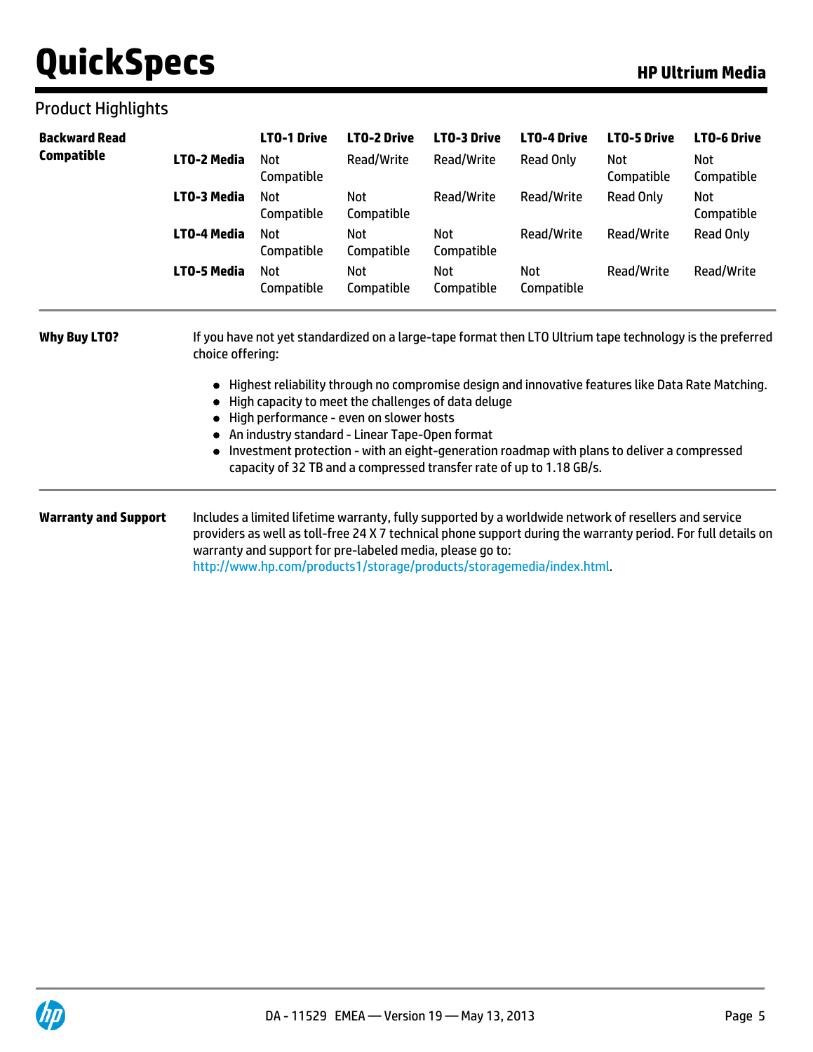## Product Highlights

**Backward Read Compatible**

| | LTO-1 Drive | LTO-2 Drive | LTO-3 Drive | LTO-4 Drive | LTO-5 Drive | LTO-6 Drive |
|---|---|---|---|---|---|---|
| **LTO-2 Media** | Not Compatible | Read/Write | Read/Write | Read Only | Not Compatible | Not Compatible |
| **LTO-3 Media** | Not Compatible | Not Compatible | Read/Write | Read/Write | Read Only | Not Compatible |
| **LTO-4 Media** | Not Compatible | Not Compatible | Not Compatible | Read/Write | Read/Write | Read Only |
| **LTO-5 Media** | Not Compatible | Not Compatible | Not Compatible | Not Compatible | Read/Write | Read/Write |

**Why Buy LTO?**

If you have not yet standardized on a large-tape format then LTO Ultrium tape technology is the preferred choice offering:

- Highest reliability through no compromise design and innovative features like Data Rate Matching.
- High capacity to meet the challenges of data deluge
- High performance - even on slower hosts
- An industry standard - Linear Tape-Open format
- Investment protection - with an eight-generation roadmap with plans to deliver a compressed capacity of 32 TB and a compressed transfer rate of up to 1.18 GB/s.

**Warranty and Support**

Includes a limited lifetime warranty, fully supported by a worldwide network of resellers and service providers as well as toll-free 24 X 7 technical phone support during the warranty period. For full details on warranty and support for pre-labeled media, please go to: http://www.hp.com/products1/storage/products/storagemedia/index.html.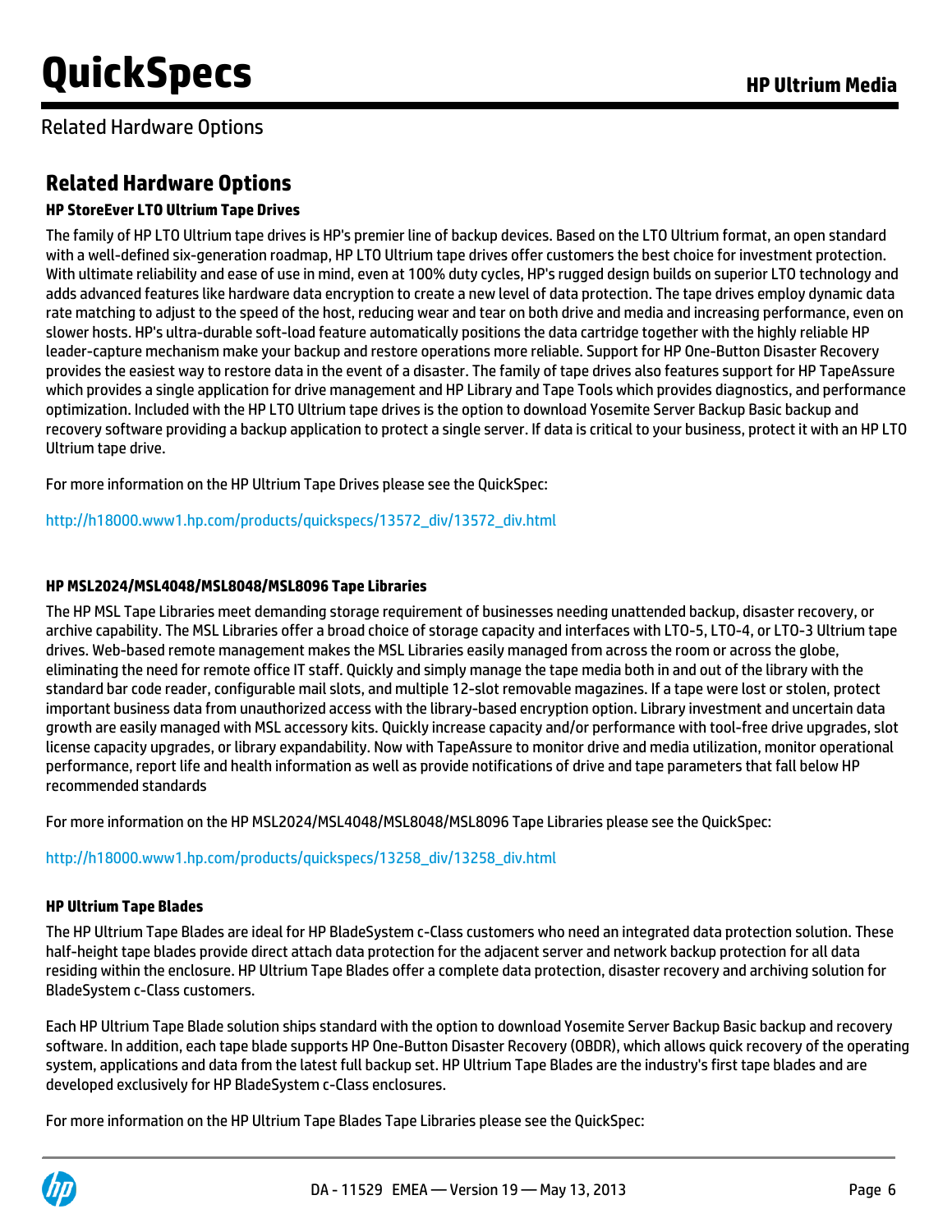## Related Hardware Options

### Related Hardware Options

#### HP StoreEver LTO Ultrium Tape Drives

The family of HP LTO Ultrium tape drives is HP's premier line of backup devices. Based on the LTO Ultrium format, an open standard with a well-defined six-generation roadmap, HP LTO Ultrium tape drives offer customers the best choice for investment protection. With ultimate reliability and ease of use in mind, even at 100% duty cycles, HP's rugged design builds on superior LTO technology and adds advanced features like hardware data encryption to create a new level of data protection. The tape drives employ dynamic data rate matching to adjust to the speed of the host, reducing wear and tear on both drive and media and increasing performance, even on slower hosts. HP's ultra-durable soft-load feature automatically positions the data cartridge together with the highly reliable HP leader-capture mechanism make your backup and restore operations more reliable. Support for HP One-Button Disaster Recovery provides the easiest way to restore data in the event of a disaster. The family of tape drives also features support for HP TapeAssure which provides a single application for drive management and HP Library and Tape Tools which provides diagnostics, and performance optimization. Included with the HP LTO Ultrium tape drives is the option to download Yosemite Server Backup Basic backup and recovery software providing a backup application to protect a single server. If data is critical to your business, protect it with an HP LTO Ultrium tape drive.

For more information on the HP Ultrium Tape Drives please see the QuickSpec:

http://h18000.www1.hp.com/products/quickspecs/13572_div/13572_div.html

#### HP MSL2024/MSL4048/MSL8048/MSL8096 Tape Libraries

The HP MSL Tape Libraries meet demanding storage requirement of businesses needing unattended backup, disaster recovery, or archive capability. The MSL Libraries offer a broad choice of storage capacity and interfaces with LTO-5, LTO-4, or LTO-3 Ultrium tape drives. Web-based remote management makes the MSL Libraries easily managed from across the room or across the globe, eliminating the need for remote office IT staff. Quickly and simply manage the tape media both in and out of the library with the standard bar code reader, configurable mail slots, and multiple 12-slot removable magazines. If a tape were lost or stolen, protect important business data from unauthorized access with the library-based encryption option. Library investment and uncertain data growth are easily managed with MSL accessory kits. Quickly increase capacity and/or performance with tool-free drive upgrades, slot license capacity upgrades, or library expandability. Now with TapeAssure to monitor drive and media utilization, monitor operational performance, report life and health information as well as provide notifications of drive and tape parameters that fall below HP recommended standards

For more information on the HP MSL2024/MSL4048/MSL8048/MSL8096 Tape Libraries please see the QuickSpec:

http://h18000.www1.hp.com/products/quickspecs/13258_div/13258_div.html

#### HP Ultrium Tape Blades

The HP Ultrium Tape Blades are ideal for HP BladeSystem c-Class customers who need an integrated data protection solution. These half-height tape blades provide direct attach data protection for the adjacent server and network backup protection for all data residing within the enclosure. HP Ultrium Tape Blades offer a complete data protection, disaster recovery and archiving solution for BladeSystem c-Class customers.

Each HP Ultrium Tape Blade solution ships standard with the option to download Yosemite Server Backup Basic backup and recovery software. In addition, each tape blade supports HP One-Button Disaster Recovery (OBDR), which allows quick recovery of the operating system, applications and data from the latest full backup set. HP Ultrium Tape Blades are the industry's first tape blades and are developed exclusively for HP BladeSystem c-Class enclosures.

For more information on the HP Ultrium Tape Blades Tape Libraries please see the QuickSpec: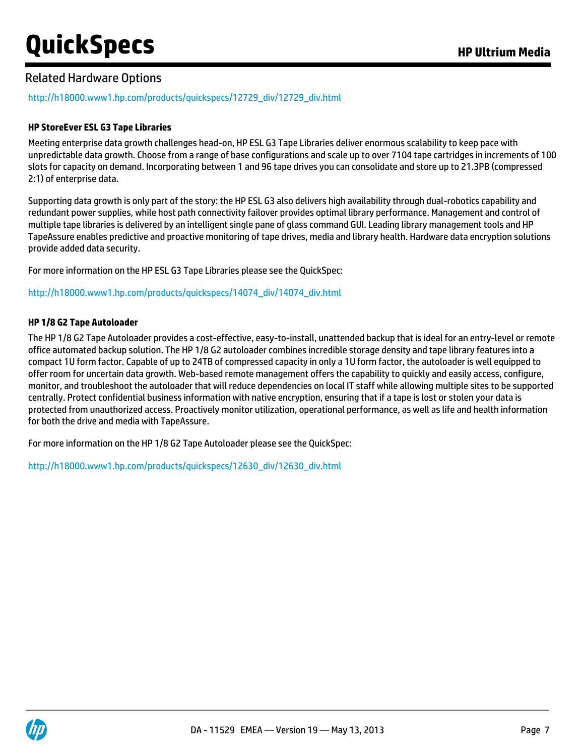## Related Hardware Options

http://h18000.www1.hp.com/products/quickspecs/12729_div/12729_div.html

**HP StoreEver ESL G3 Tape Libraries**

Meeting enterprise data growth challenges head-on, HP ESL G3 Tape Libraries deliver enormous scalability to keep pace with unpredictable data growth. Choose from a range of base configurations and scale up to over 7104 tape cartridges in increments of 100 slots for capacity on demand. Incorporating between 1 and 96 tape drives you can consolidate and store up to 21.3PB (compressed 2:1) of enterprise data.

Supporting data growth is only part of the story: the HP ESL G3 also delivers high availability through dual-robotics capability and redundant power supplies, while host path connectivity failover provides optimal library performance. Management and control of multiple tape libraries is delivered by an intelligent single pane of glass command GUI. Leading library management tools and HP TapeAssure enables predictive and proactive monitoring of tape drives, media and library health. Hardware data encryption solutions provide added data security.

For more information on the HP ESL G3 Tape Libraries please see the QuickSpec:

http://h18000.www1.hp.com/products/quickspecs/14074_div/14074_div.html

**HP 1/8 G2 Tape Autoloader**

The HP 1/8 G2 Tape Autoloader provides a cost-effective, easy-to-install, unattended backup that is ideal for an entry-level or remote office automated backup solution. The HP 1/8 G2 autoloader combines incredible storage density and tape library features into a compact 1U form factor. Capable of up to 24TB of compressed capacity in only a 1U form factor, the autoloader is well equipped to offer room for uncertain data growth. Web-based remote management offers the capability to quickly and easily access, configure, monitor, and troubleshoot the autoloader that will reduce dependencies on local IT staff while allowing multiple sites to be supported centrally. Protect confidential business information with native encryption, ensuring that if a tape is lost or stolen your data is protected from unauthorized access. Proactively monitor utilization, operational performance, as well as life and health information for both the drive and media with TapeAssure.

For more information on the HP 1/8 G2 Tape Autoloader please see the QuickSpec:

http://h18000.www1.hp.com/products/quickspecs/12630_div/12630_div.html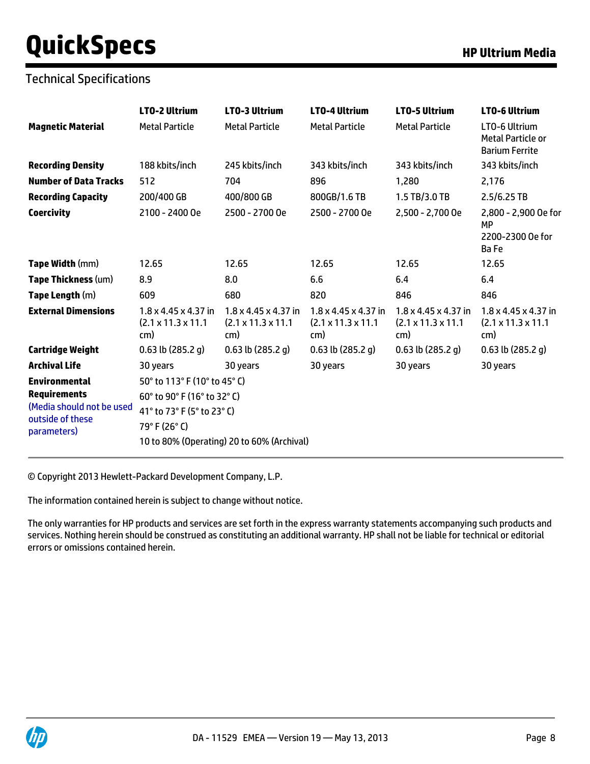## Technical Specifications

| | LTO-2 Ultrium | LTO-3 Ultrium | LTO-4 Ultrium | LTO-5 Ultrium | LTO-6 Ultrium |
|---|---|---|---|---|---|
| **Magnetic Material** | Metal Particle | Metal Particle | Metal Particle | Metal Particle | LTO-6 Ultrium Metal Particle or Barium Ferrite |
| **Recording Density** | 188 kbits/inch | 245 kbits/inch | 343 kbits/inch | 343 kbits/inch | 343 kbits/inch |
| **Number of Data Tracks** | 512 | 704 | 896 | 1,280 | 2,176 |
| **Recording Capacity** | 200/400 GB | 400/800 GB | 800GB/1.6 TB | 1.5 TB/3.0 TB | 2.5/6.25 TB |
| **Coercivity** | 2100 - 2400 Oe | 2500 - 2700 Oe | 2500 - 2700 Oe | 2,500 - 2,700 Oe | 2,800 - 2,900 Oe for MP 2200-2300 Oe for Ba Fe |
| **Tape Width** (mm) | 12.65 | 12.65 | 12.65 | 12.65 | 12.65 |
| **Tape Thickness** (um) | 8.9 | 8.0 | 6.6 | 6.4 | 6.4 |
| **Tape Length** (m) | 609 | 680 | 820 | 846 | 846 |
| **External Dimensions** | 1.8 x 4.45 x 4.37 in (2.1 x 11.3 x 11.1 cm) | 1.8 x 4.45 x 4.37 in (2.1 x 11.3 x 11.1 cm) | 1.8 x 4.45 x 4.37 in (2.1 x 11.3 x 11.1 cm) | 1.8 x 4.45 x 4.37 in (2.1 x 11.3 x 11.1 cm) | 1.8 x 4.45 x 4.37 in (2.1 x 11.3 x 11.1 cm) |
| **Cartridge Weight** | 0.63 lb (285.2 g) | 0.63 lb (285.2 g) | 0.63 lb (285.2 g) | 0.63 lb (285.2 g) | 0.63 lb (285.2 g) |
| **Archival Life** | 30 years | 30 years | 30 years | 30 years | 30 years |
| **Environmental Requirements** (Media should not be used outside of these parameters) | 50° to 113° F (10° to 45° C)<br>60° to 90° F (16° to 32° C)<br>41° to 73° F (5° to 23° C)<br>79° F (26° C)<br>10 to 80% (Operating) 20 to 60% (Archival) | | | | |

© Copyright 2013 Hewlett-Packard Development Company, L.P.

The information contained herein is subject to change without notice.

The only warranties for HP products and services are set forth in the express warranty statements accompanying such products and services. Nothing herein should be construed as constituting an additional warranty. HP shall not be liable for technical or editorial errors or omissions contained herein.

DA - 11529 EMEA — Version 19 — May 13, 2013